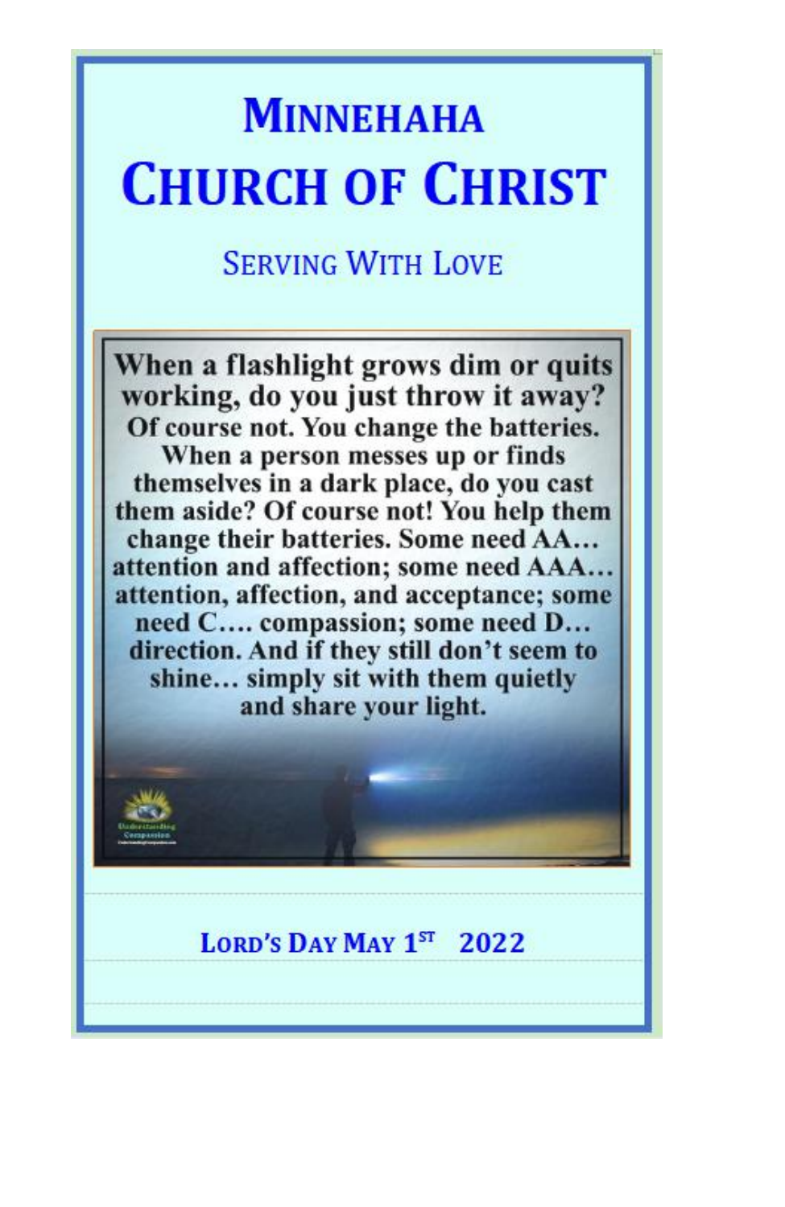# Minnehaha Church of Christ

## Serving With Love

When a flashlight grows dim or quits working, do you just throw it away? Of course not. You change the batteries. When a person messes up or finds themselves in a dark place, do you cast them aside? Of course not! You help them change their batteries. Some need AA… attention and affection; some need AAA… attention, affection, and acceptance; some need C…. compassion; some need D… direction. And if they still don't seem to shine… simply sit with them quietly and share your light.

**Lord's Day May 1st 2022**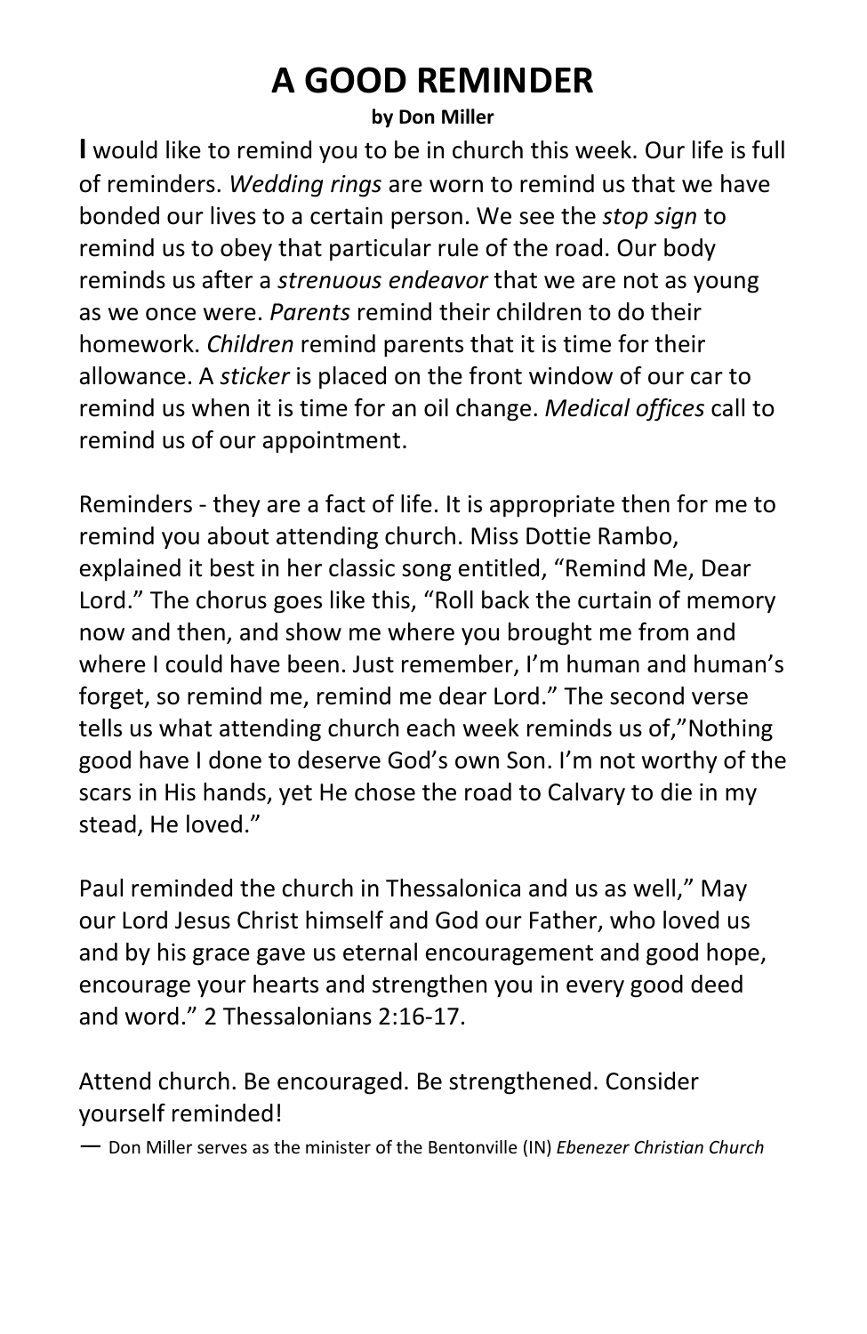# A GOOD REMINDER

**by Don Miller**

**I** would like to remind you to be in church this week. Our life is full of reminders. *Wedding rings* are worn to remind us that we have bonded our lives to a certain person. We see the *stop sign* to remind us to obey that particular rule of the road. Our body reminds us after a *strenuous endeavor* that we are not as young as we once were. *Parents* remind their children to do their homework. *Children* remind parents that it is time for their allowance. A *sticker* is placed on the front window of our car to remind us when it is time for an oil change. *Medical offices* call to remind us of our appointment.

Reminders - they are a fact of life. It is appropriate then for me to remind you about attending church. Miss Dottie Rambo, explained it best in her classic song entitled, “Remind Me, Dear Lord.” The chorus goes like this, “Roll back the curtain of memory now and then, and show me where you brought me from and where I could have been. Just remember, I’m human and human’s forget, so remind me, remind me dear Lord.” The second verse tells us what attending church each week reminds us of,”Nothing good have I done to deserve God’s own Son. I’m not worthy of the scars in His hands, yet He chose the road to Calvary to die in my stead, He loved.”

Paul reminded the church in Thessalonica and us as well,” May our Lord Jesus Christ himself and God our Father, who loved us and by his grace gave us eternal encouragement and good hope, encourage your hearts and strengthen you in every good deed and word.” 2 Thessalonians 2:16-17.

Attend church. Be encouraged. Be strengthened. Consider yourself reminded!

— Don Miller serves as the minister of the Bentonville (IN) *Ebenezer Christian Church*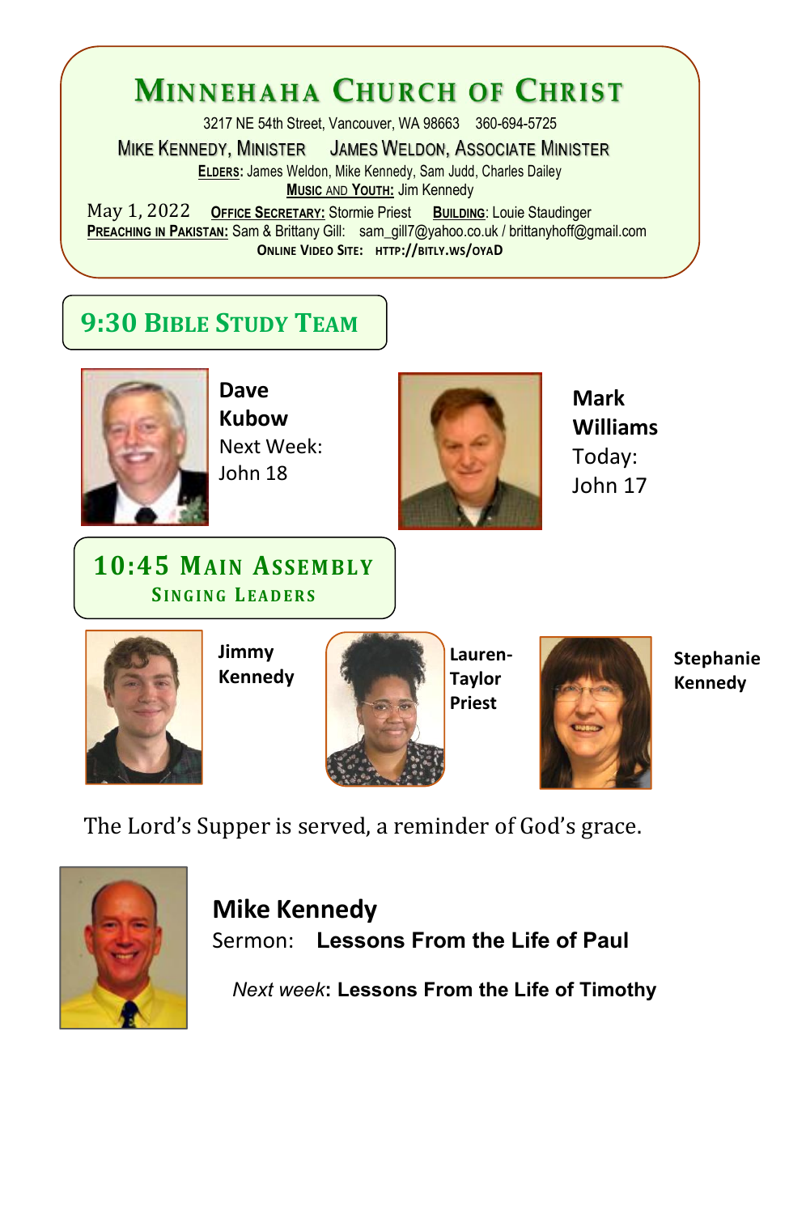# Minnehaha Church of Christ

3217 NE 54th Street, Vancouver, WA 98663 360-694-5725

Mike Kennedy, Minister James Weldon, Associate Minister

**Elders:** James Weldon, Mike Kennedy, Sam Judd, Charles Dailey

**Music and Youth:** Jim Kennedy

May 1, 2022 **Office Secretary:** Stormie Priest **Building:** Louie Staudinger

**Preaching in Pakistan:** Sam & Brittany Gill: sam_gill7@yahoo.co.uk / brittanyhoff@gmail.com

**Online Video Site:** http://bitly.ws/oyaD

## 9:30 Bible Study Team

**Dave Kubow**
Next Week:
John 18

**Mark Williams**
Today:
John 17

## 10:45 Main Assembly

### Singing Leaders

**Jimmy Kennedy**

**Lauren-Taylor Priest**

**Stephanie Kennedy**

The Lord's Supper is served, a reminder of God's grace.

**Mike Kennedy**

Sermon: **Lessons From the Life of Paul**

*Next week*: **Lessons From the Life of Timothy**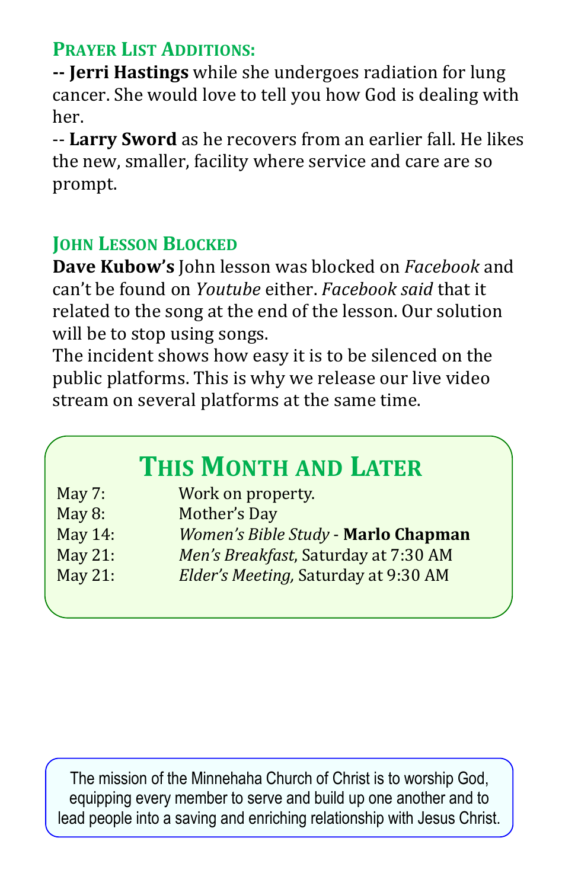## Prayer List Additions:

**-- Jerri Hastings** while she undergoes radiation for lung cancer. She would love to tell you how God is dealing with her.

-- **Larry Sword** as he recovers from an earlier fall. He likes the new, smaller, facility where service and care are so prompt.

## John Lesson Blocked

**Dave Kubow's** John lesson was blocked on *Facebook* and can't be found on *Youtube* either. *Facebook said* that it related to the song at the end of the lesson. Our solution will be to stop using songs.

The incident shows how easy it is to be silenced on the public platforms. This is why we release our live video stream on several platforms at the same time.

## This Month and Later

| | |
|---|---|
| May 7: | Work on property. |
| May 8: | Mother's Day |
| May 14: | *Women's Bible Study* - **Marlo Chapman** |
| May 21: | *Men's Breakfast*, Saturday at 7:30 AM |
| May 21: | *Elder's Meeting,* Saturday at 9:30 AM |

The mission of the Minnehaha Church of Christ is to worship God, equipping every member to serve and build up one another and to lead people into a saving and enriching relationship with Jesus Christ.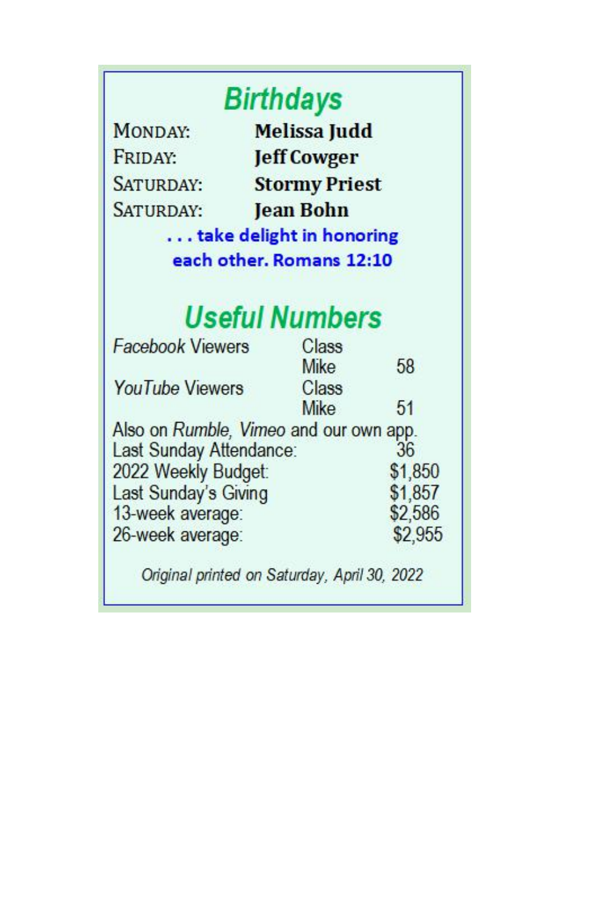## Birthdays

| | |
|---|---|
| Monday: | **Melissa Judd** |
| Friday: | **Jeff Cowger** |
| Saturday: | **Stormy Priest** |
| Saturday: | **Jean Bohn** |

**. . . take delight in honoring each other. Romans 12:10**

## Useful Numbers

| | | |
|---|---|---|
| *Facebook* Viewers | Class | |
| | Mike | 58 |
| *YouTube* Viewers | Class | |
| | Mike | 51 |

Also on *Rumble*, *Vimeo* and our own app.

| | |
|---|---|
| Last Sunday Attendance: | 36 |
| 2022 Weekly Budget: | $1,850 |
| Last Sunday's Giving | $1,857 |
| 13-week average: | $2,586 |
| 26-week average: | $2,955 |

*Original printed on Saturday, April 30, 2022*